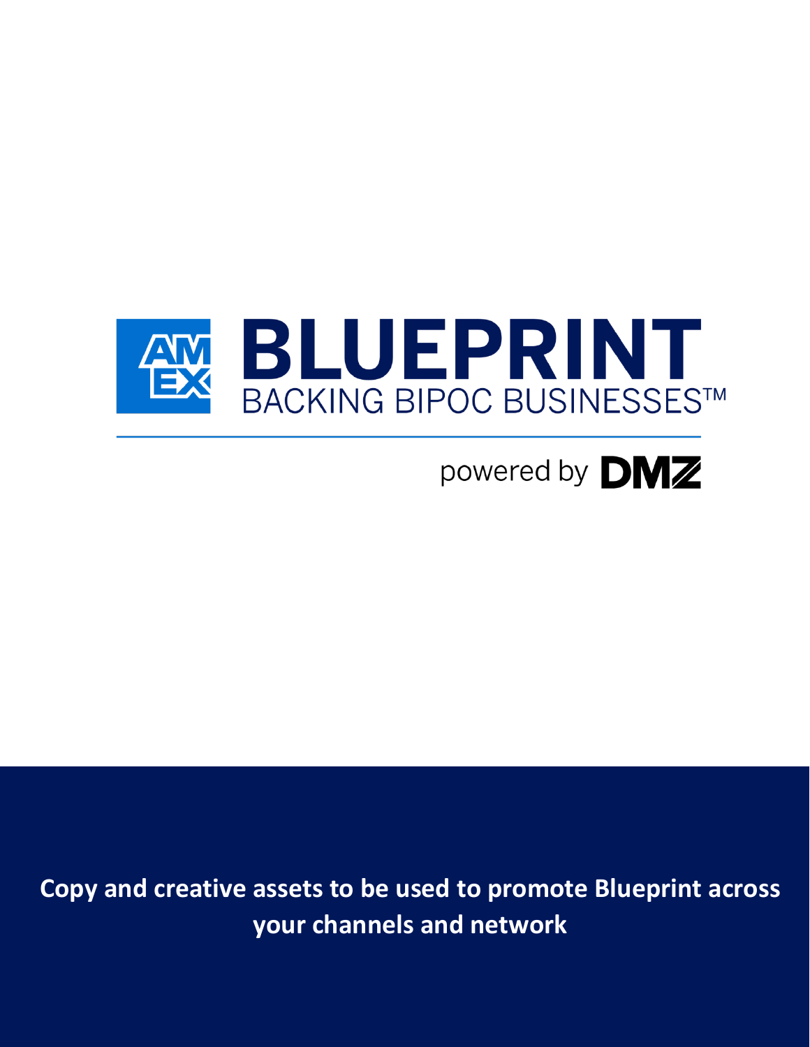# AM EX BLUEPRINT

BACKING BIPOC BUSINESSES™

powered by DMZ

**Copy and creative assets to be used to promote Blueprint across your channels and network**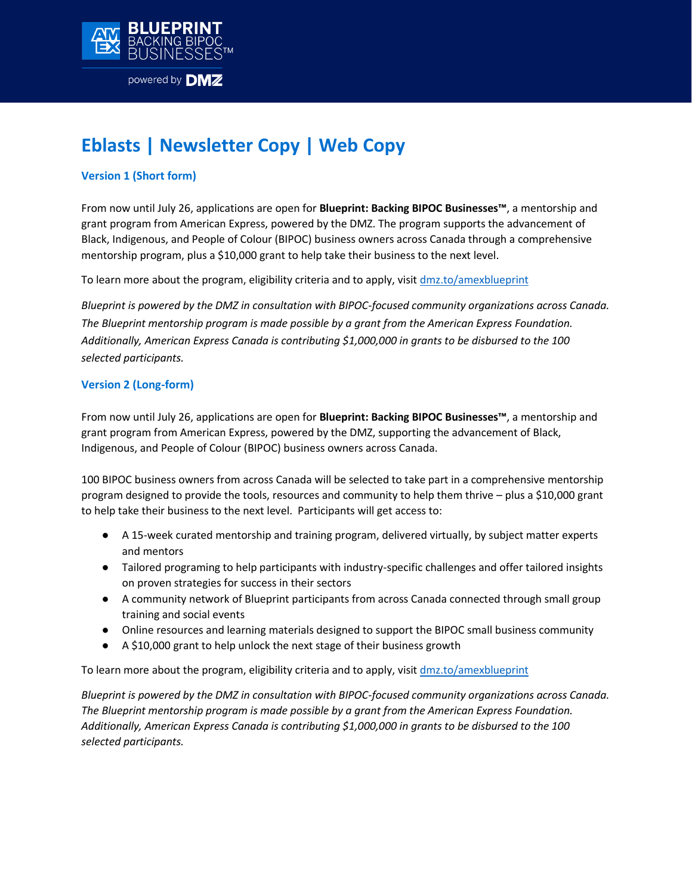# Eblasts | Newsletter Copy | Web Copy

### Version 1 (Short form)

From now until July 26, applications are open for **Blueprint: Backing BIPOC Businesses™**, a mentorship and grant program from American Express, powered by the DMZ. The program supports the advancement of Black, Indigenous, and People of Colour (BIPOC) business owners across Canada through a comprehensive mentorship program, plus a $10,000 grant to help take their business to the next level.

To learn more about the program, eligibility criteria and to apply, visit [dmz.to/amexblueprint](dmz.to/amexblueprint)

*Blueprint is powered by the DMZ in consultation with BIPOC-focused community organizations across Canada. The Blueprint mentorship program is made possible by a grant from the American Express Foundation. Additionally, American Express Canada is contributing $1,000,000 in grants to be disbursed to the 100 selected participants.*

### Version 2 (Long-form)

From now until July 26, applications are open for **Blueprint: Backing BIPOC Businesses™**, a mentorship and grant program from American Express, powered by the DMZ, supporting the advancement of Black, Indigenous, and People of Colour (BIPOC) business owners across Canada.

100 BIPOC business owners from across Canada will be selected to take part in a comprehensive mentorship program designed to provide the tools, resources and community to help them thrive – plus a $10,000 grant to help take their business to the next level. Participants will get access to:

- A 15-week curated mentorship and training program, delivered virtually, by subject matter experts and mentors
- Tailored programing to help participants with industry-specific challenges and offer tailored insights on proven strategies for success in their sectors
- A community network of Blueprint participants from across Canada connected through small group training and social events
- Online resources and learning materials designed to support the BIPOC small business community
- A $10,000 grant to help unlock the next stage of their business growth

To learn more about the program, eligibility criteria and to apply, visit [dmz.to/amexblueprint](dmz.to/amexblueprint)

*Blueprint is powered by the DMZ in consultation with BIPOC-focused community organizations across Canada. The Blueprint mentorship program is made possible by a grant from the American Express Foundation. Additionally, American Express Canada is contributing $1,000,000 in grants to be disbursed to the 100 selected participants.*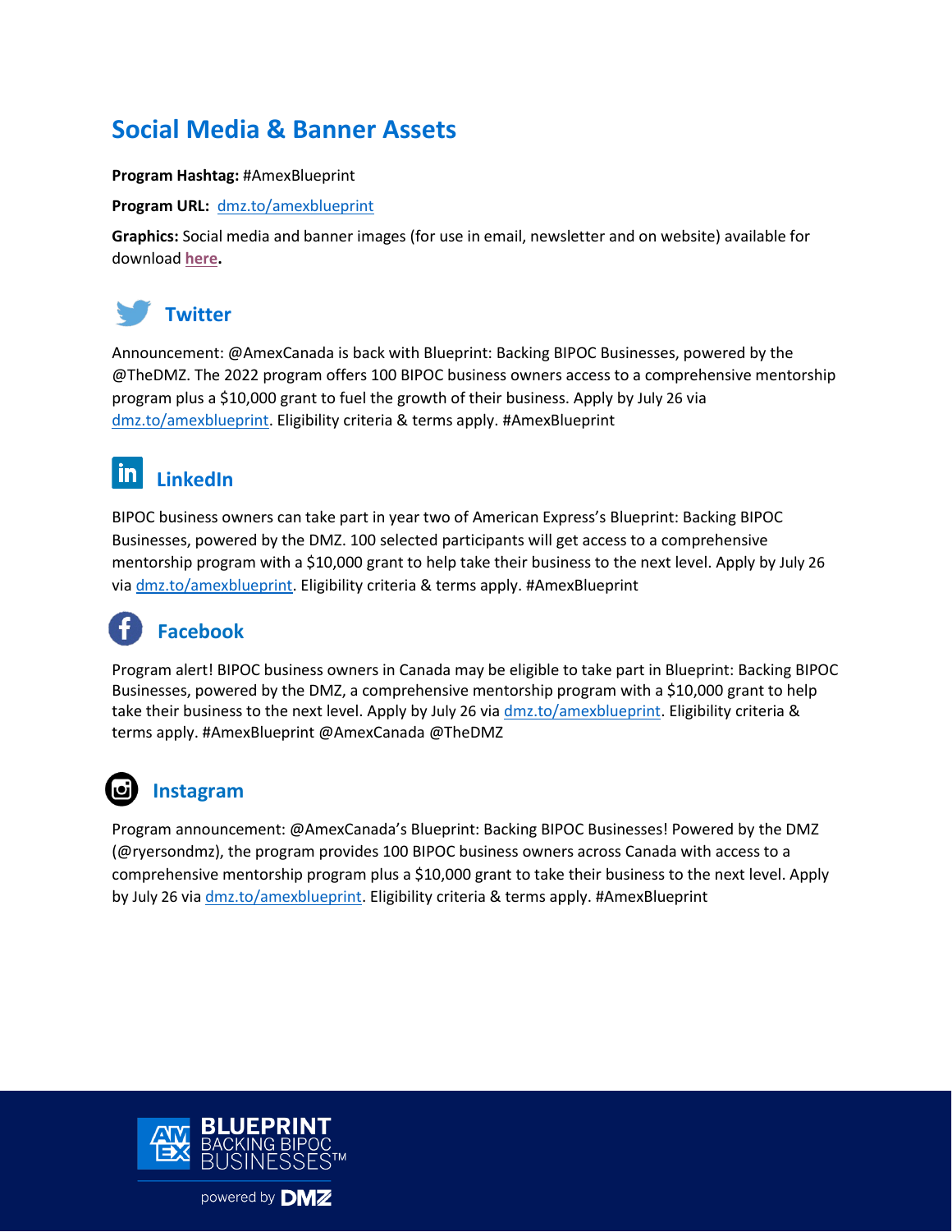# Social Media & Banner Assets

**Program Hashtag:** #AmexBlueprint

**Program URL:** dmz.to/amexblueprint

**Graphics:** Social media and banner images (for use in email, newsletter and on website) available for download **here.**

## Twitter

Announcement: @AmexCanada is back with Blueprint: Backing BIPOC Businesses, powered by the @TheDMZ. The 2022 program offers 100 BIPOC business owners access to a comprehensive mentorship program plus a $10,000 grant to fuel the growth of their business. Apply by July 26 via dmz.to/amexblueprint. Eligibility criteria & terms apply. #AmexBlueprint

## LinkedIn

BIPOC business owners can take part in year two of American Express's Blueprint: Backing BIPOC Businesses, powered by the DMZ. 100 selected participants will get access to a comprehensive mentorship program with a $10,000 grant to help take their business to the next level. Apply by July 26 via dmz.to/amexblueprint. Eligibility criteria & terms apply. #AmexBlueprint

## Facebook

Program alert! BIPOC business owners in Canada may be eligible to take part in Blueprint: Backing BIPOC Businesses, powered by the DMZ, a comprehensive mentorship program with a $10,000 grant to help take their business to the next level. Apply by July 26 via dmz.to/amexblueprint. Eligibility criteria & terms apply. #AmexBlueprint @AmexCanada @TheDMZ

## Instagram

Program announcement: @AmexCanada's Blueprint: Backing BIPOC Businesses! Powered by the DMZ (@ryersondmz), the program provides 100 BIPOC business owners across Canada with access to a comprehensive mentorship program plus a $10,000 grant to take their business to the next level. Apply by July 26 via dmz.to/amexblueprint. Eligibility criteria & terms apply. #AmexBlueprint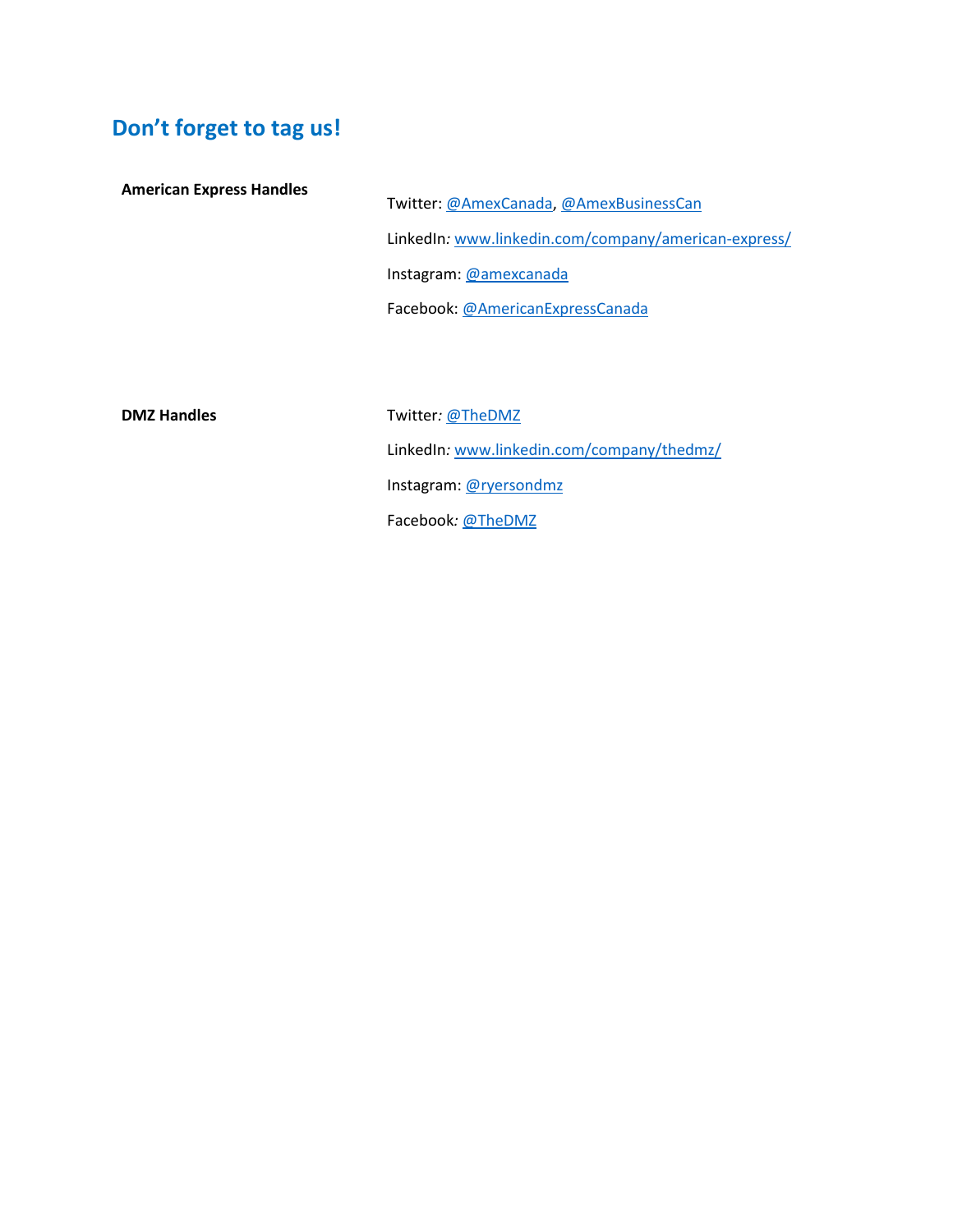## Don't forget to tag us!

**American Express Handles**

Twitter: @AmexCanada, @AmexBusinessCan

LinkedIn: www.linkedin.com/company/american-express/

Instagram: @amexcanada

Facebook: @AmericanExpressCanada

**DMZ Handles**

Twitter: @TheDMZ

LinkedIn: www.linkedin.com/company/thedmz/

Instagram: @ryersondmz

Facebook: @TheDMZ